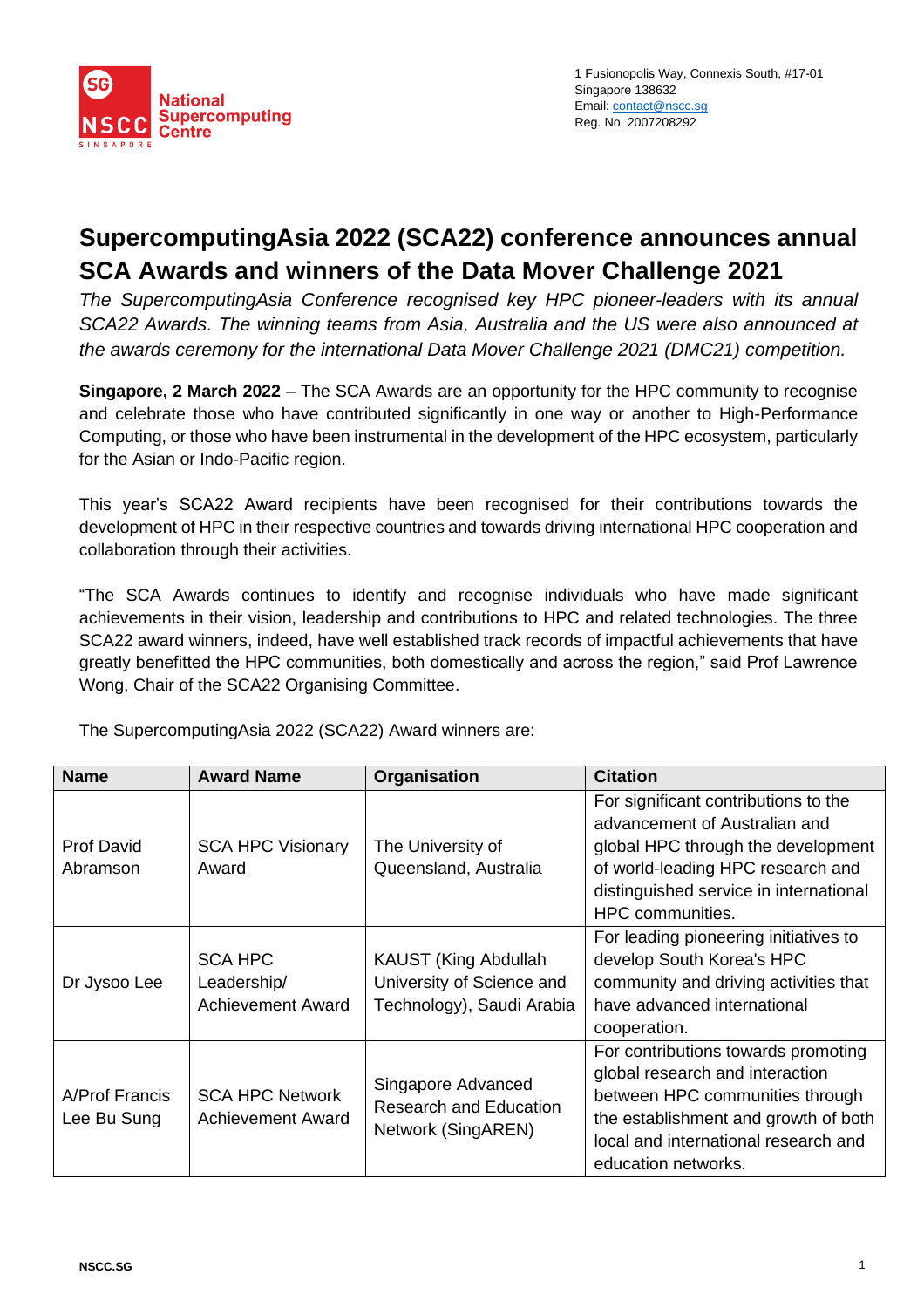National Supercomputing Centre Singapore

1 Fusionopolis Way, Connexis South, #17-01
Singapore 138632
Email: contact@nscc.sg
Reg. No. 2007208292

# SupercomputingAsia 2022 (SCA22) conference announces annual SCA Awards and winners of the Data Mover Challenge 2021

*The SupercomputingAsia Conference recognised key HPC pioneer-leaders with its annual SCA22 Awards. The winning teams from Asia, Australia and the US were also announced at the awards ceremony for the international Data Mover Challenge 2021 (DMC21) competition.*

**Singapore, 2 March 2022** – The SCA Awards are an opportunity for the HPC community to recognise and celebrate those who have contributed significantly in one way or another to High-Performance Computing, or those who have been instrumental in the development of the HPC ecosystem, particularly for the Asian or Indo-Pacific region.

This year's SCA22 Award recipients have been recognised for their contributions towards the development of HPC in their respective countries and towards driving international HPC cooperation and collaboration through their activities.

"The SCA Awards continues to identify and recognise individuals who have made significant achievements in their vision, leadership and contributions to HPC and related technologies. The three SCA22 award winners, indeed, have well established track records of impactful achievements that have greatly benefitted the HPC communities, both domestically and across the region," said Prof Lawrence Wong, Chair of the SCA22 Organising Committee.

The SupercomputingAsia 2022 (SCA22) Award winners are:

| Name | Award Name | Organisation | Citation |
|---|---|---|---|
| Prof David Abramson | SCA HPC Visionary Award | The University of Queensland, Australia | For significant contributions to the advancement of Australian and global HPC through the development of world-leading HPC research and distinguished service in international HPC communities. |
| Dr Jysoo Lee | SCA HPC Leadership/ Achievement Award | KAUST (King Abdullah University of Science and Technology), Saudi Arabia | For leading pioneering initiatives to develop South Korea's HPC community and driving activities that have advanced international cooperation. |
| A/Prof Francis Lee Bu Sung | SCA HPC Network Achievement Award | Singapore Advanced Research and Education Network (SingAREN) | For contributions towards promoting global research and interaction between HPC communities through the establishment and growth of both local and international research and education networks. |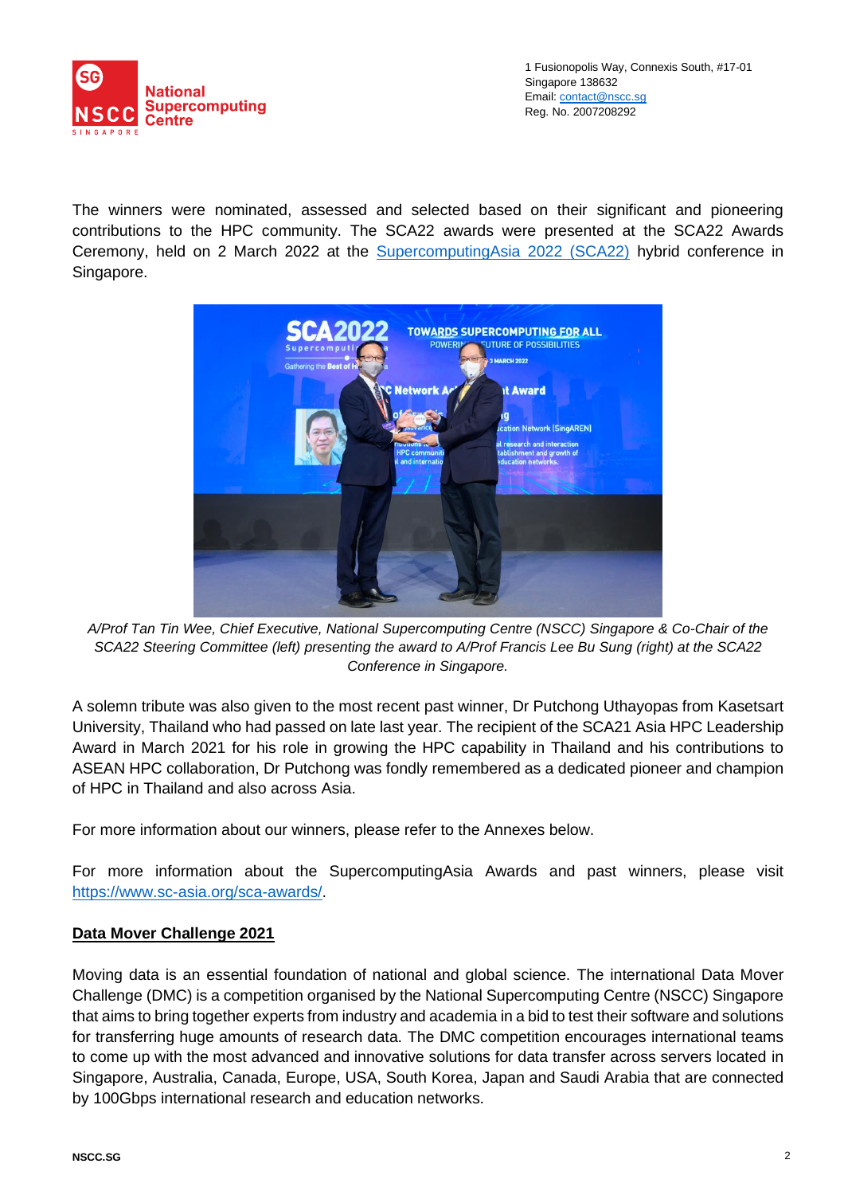The winners were nominated, assessed and selected based on their significant and pioneering contributions to the HPC community. The SCA22 awards were presented at the SCA22 Awards Ceremony, held on 2 March 2022 at the [SupercomputingAsia 2022 (SCA22)](#) hybrid conference in Singapore.

*A/Prof Tan Tin Wee, Chief Executive, National Supercomputing Centre (NSCC) Singapore & Co-Chair of the SCA22 Steering Committee (left) presenting the award to A/Prof Francis Lee Bu Sung (right) at the SCA22 Conference in Singapore.*

A solemn tribute was also given to the most recent past winner, Dr Putchong Uthayopas from Kasetsart University, Thailand who had passed on late last year. The recipient of the SCA21 Asia HPC Leadership Award in March 2021 for his role in growing the HPC capability in Thailand and his contributions to ASEAN HPC collaboration, Dr Putchong was fondly remembered as a dedicated pioneer and champion of HPC in Thailand and also across Asia.

For more information about our winners, please refer to the Annexes below.

For more information about the SupercomputingAsia Awards and past winners, please visit https://www.sc-asia.org/sca-awards/.

## Data Mover Challenge 2021

Moving data is an essential foundation of national and global science. The international Data Mover Challenge (DMC) is a competition organised by the National Supercomputing Centre (NSCC) Singapore that aims to bring together experts from industry and academia in a bid to test their software and solutions for transferring huge amounts of research data. The DMC competition encourages international teams to come up with the most advanced and innovative solutions for data transfer across servers located in Singapore, Australia, Canada, Europe, USA, South Korea, Japan and Saudi Arabia that are connected by 100Gbps international research and education networks.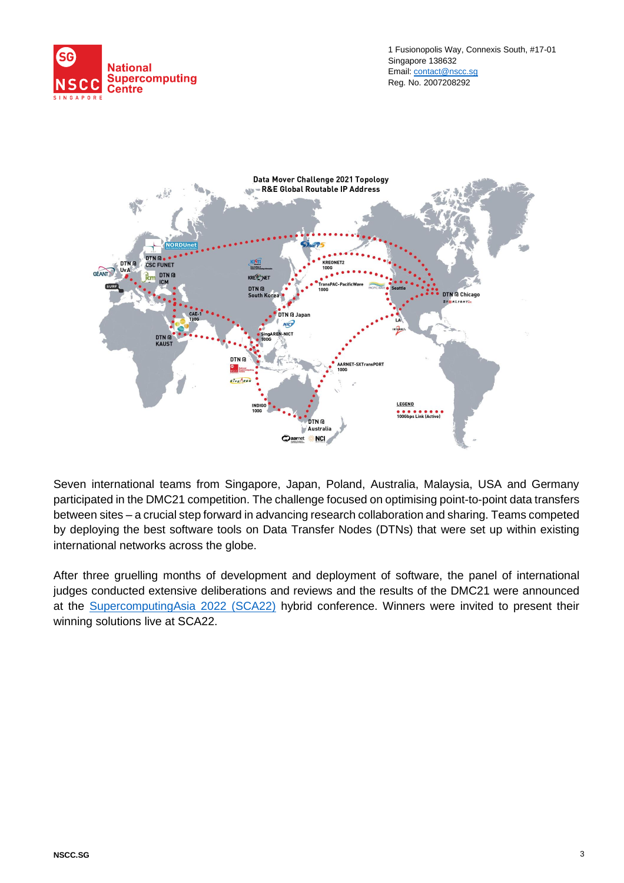Seven international teams from Singapore, Japan, Poland, Australia, Malaysia, USA and Germany participated in the DMC21 competition. The challenge focused on optimising point-to-point data transfers between sites – a crucial step forward in advancing research collaboration and sharing. Teams competed by deploying the best software tools on Data Transfer Nodes (DTNs) that were set up within existing international networks across the globe.

After three gruelling months of development and deployment of software, the panel of international judges conducted extensive deliberations and reviews and the results of the DMC21 were announced at the SupercomputingAsia 2022 (SCA22) hybrid conference. Winners were invited to present their winning solutions live at SCA22.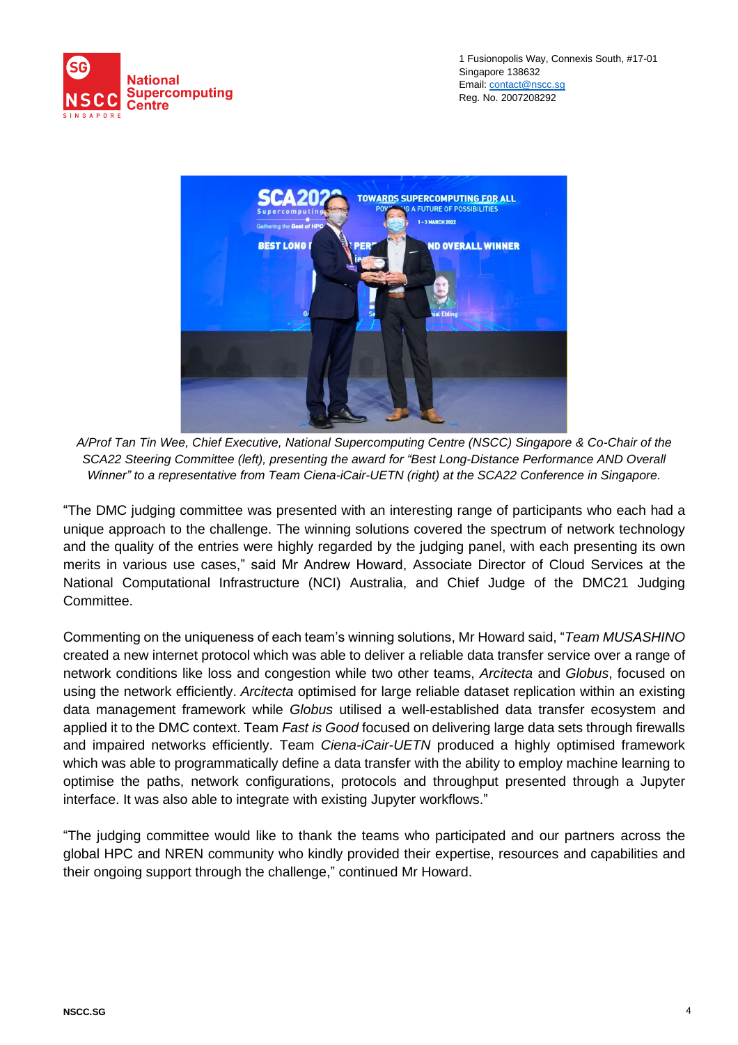*A/Prof Tan Tin Wee, Chief Executive, National Supercomputing Centre (NSCC) Singapore & Co-Chair of the SCA22 Steering Committee (left), presenting the award for "Best Long-Distance Performance AND Overall Winner" to a representative from Team Ciena-iCair-UETN (right) at the SCA22 Conference in Singapore.*

"The DMC judging committee was presented with an interesting range of participants who each had a unique approach to the challenge. The winning solutions covered the spectrum of network technology and the quality of the entries were highly regarded by the judging panel, with each presenting its own merits in various use cases," said Mr Andrew Howard, Associate Director of Cloud Services at the National Computational Infrastructure (NCI) Australia, and Chief Judge of the DMC21 Judging Committee.

Commenting on the uniqueness of each team's winning solutions, Mr Howard said, "*Team MUSASHINO* created a new internet protocol which was able to deliver a reliable data transfer service over a range of network conditions like loss and congestion while two other teams, *Arcitecta* and *Globus*, focused on using the network efficiently. *Arcitecta* optimised for large reliable dataset replication within an existing data management framework while *Globus* utilised a well-established data transfer ecosystem and applied it to the DMC context. Team *Fast is Good* focused on delivering large data sets through firewalls and impaired networks efficiently. Team *Ciena-iCair-UETN* produced a highly optimised framework which was able to programmatically define a data transfer with the ability to employ machine learning to optimise the paths, network configurations, protocols and throughput presented through a Jupyter interface. It was also able to integrate with existing Jupyter workflows."

"The judging committee would like to thank the teams who participated and our partners across the global HPC and NREN community who kindly provided their expertise, resources and capabilities and their ongoing support through the challenge," continued Mr Howard.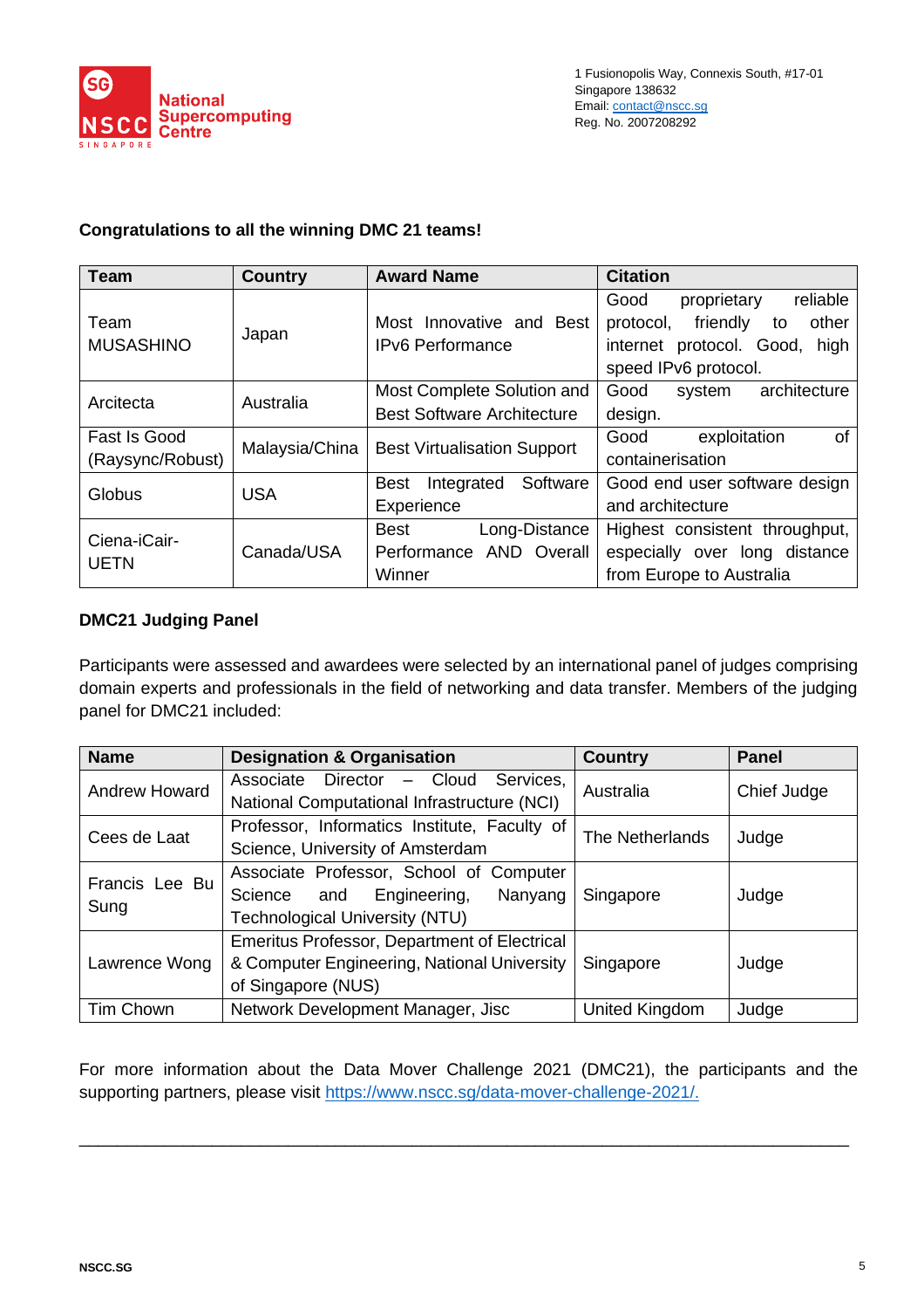**Congratulations to all the winning DMC 21 teams!**

| Team | Country | Award Name | Citation |
|---|---|---|---|
| Team MUSASHINO | Japan | Most Innovative and Best IPv6 Performance | Good proprietary reliable protocol, friendly to other internet protocol. Good, high speed IPv6 protocol. |
| Arcitecta | Australia | Most Complete Solution and Best Software Architecture | Good system architecture design. |
| Fast Is Good (Raysync/Robust) | Malaysia/China | Best Virtualisation Support | Good exploitation of containerisation |
| Globus | USA | Best Integrated Software Experience | Good end user software design and architecture |
| Ciena-iCair-UETN | Canada/USA | Best Long-Distance Performance AND Overall Winner | Highest consistent throughput, especially over long distance from Europe to Australia |

**DMC21 Judging Panel**

Participants were assessed and awardees were selected by an international panel of judges comprising domain experts and professionals in the field of networking and data transfer. Members of the judging panel for DMC21 included:

| Name | Designation & Organisation | Country | Panel |
|---|---|---|---|
| Andrew Howard | Associate Director – Cloud Services, National Computational Infrastructure (NCI) | Australia | Chief Judge |
| Cees de Laat | Professor, Informatics Institute, Faculty of Science, University of Amsterdam | The Netherlands | Judge |
| Francis Lee Bu Sung | Associate Professor, School of Computer Science and Engineering, Nanyang Technological University (NTU) | Singapore | Judge |
| Lawrence Wong | Emeritus Professor, Department of Electrical & Computer Engineering, National University of Singapore (NUS) | Singapore | Judge |
| Tim Chown | Network Development Manager, Jisc | United Kingdom | Judge |

For more information about the Data Mover Challenge 2021 (DMC21), the participants and the supporting partners, please visit https://www.nscc.sg/data-mover-challenge-2021/.

---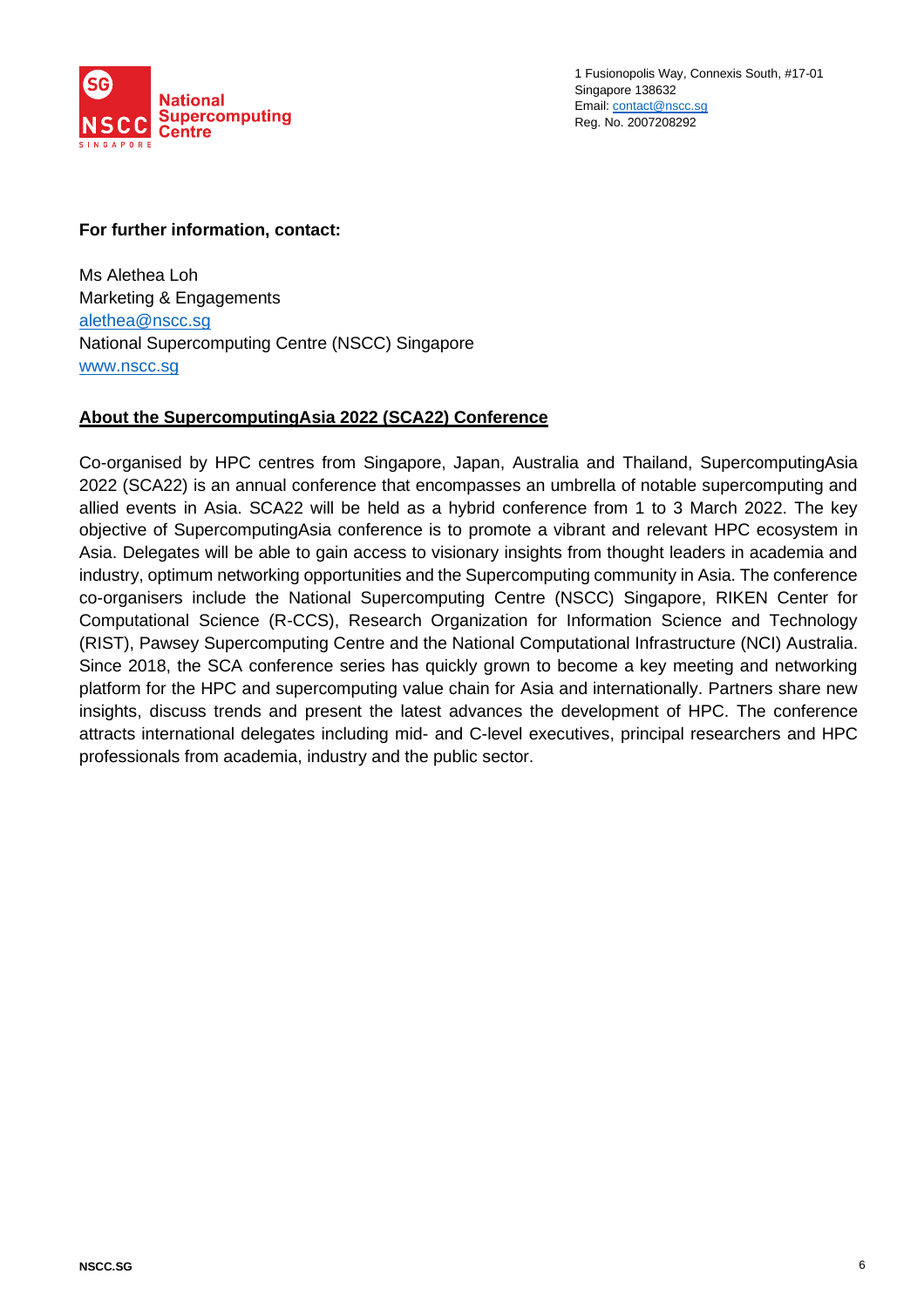1 Fusionopolis Way, Connexis South, #17-01
Singapore 138632
Email: contact@nscc.sg
Reg. No. 2007208292

**For further information, contact:**

Ms Alethea Loh
Marketing & Engagements
alethea@nscc.sg
National Supercomputing Centre (NSCC) Singapore
www.nscc.sg

## About the SupercomputingAsia 2022 (SCA22) Conference

Co-organised by HPC centres from Singapore, Japan, Australia and Thailand, SupercomputingAsia 2022 (SCA22) is an annual conference that encompasses an umbrella of notable supercomputing and allied events in Asia. SCA22 will be held as a hybrid conference from 1 to 3 March 2022. The key objective of SupercomputingAsia conference is to promote a vibrant and relevant HPC ecosystem in Asia. Delegates will be able to gain access to visionary insights from thought leaders in academia and industry, optimum networking opportunities and the Supercomputing community in Asia. The conference co-organisers include the National Supercomputing Centre (NSCC) Singapore, RIKEN Center for Computational Science (R-CCS), Research Organization for Information Science and Technology (RIST), Pawsey Supercomputing Centre and the National Computational Infrastructure (NCI) Australia. Since 2018, the SCA conference series has quickly grown to become a key meeting and networking platform for the HPC and supercomputing value chain for Asia and internationally. Partners share new insights, discuss trends and present the latest advances the development of HPC. The conference attracts international delegates including mid- and C-level executives, principal researchers and HPC professionals from academia, industry and the public sector.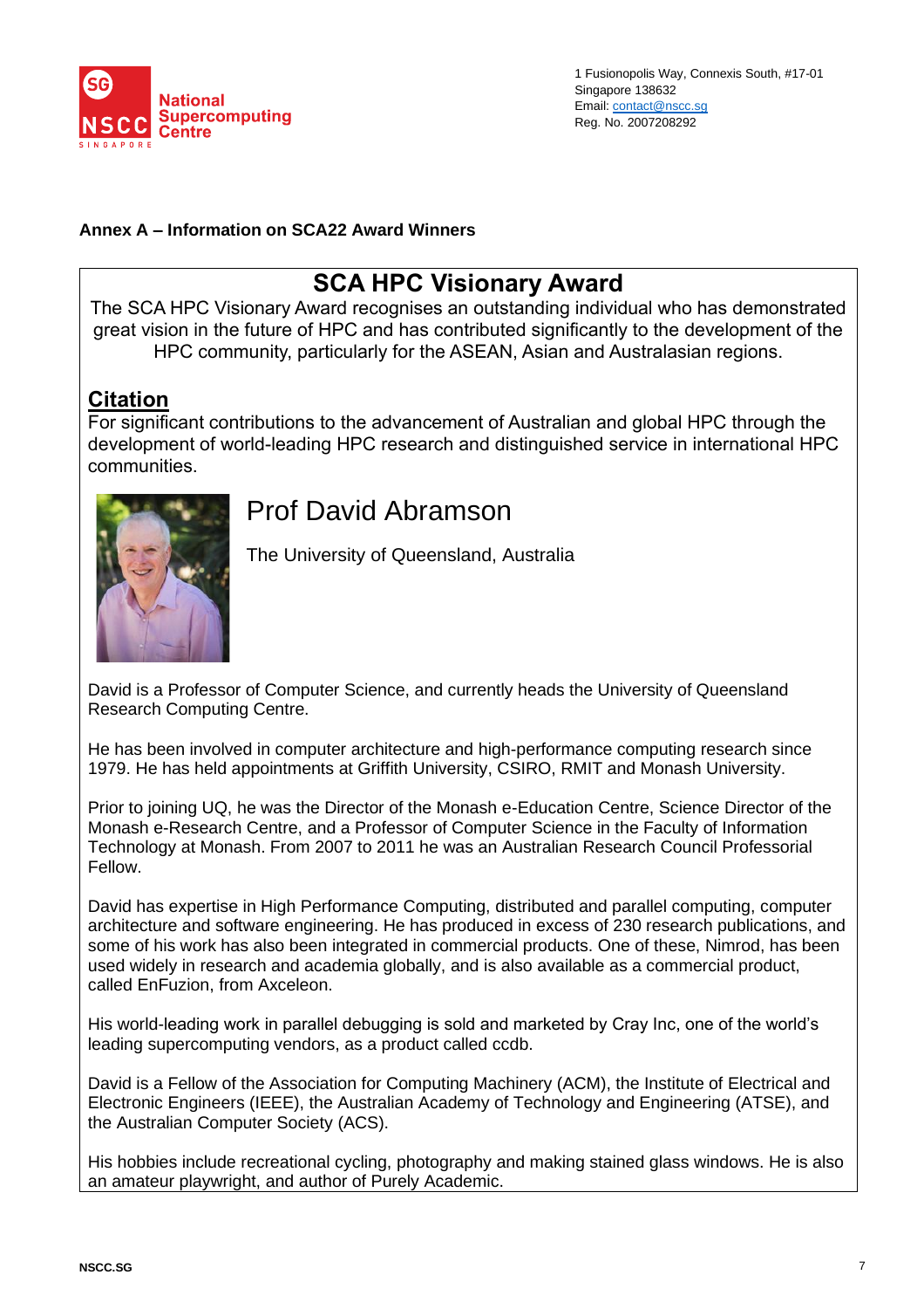1 Fusionopolis Way, Connexis South, #17-01
Singapore 138632
Email: contact@nscc.sg
Reg. No. 2007208292

**Annex A – Information on SCA22 Award Winners**

## SCA HPC Visionary Award

The SCA HPC Visionary Award recognises an outstanding individual who has demonstrated great vision in the future of HPC and has contributed significantly to the development of the HPC community, particularly for the ASEAN, Asian and Australasian regions.

### Citation

For significant contributions to the advancement of Australian and global HPC through the development of world-leading HPC research and distinguished service in international HPC communities.

### Prof David Abramson

The University of Queensland, Australia

David is a Professor of Computer Science, and currently heads the University of Queensland Research Computing Centre.

He has been involved in computer architecture and high-performance computing research since 1979. He has held appointments at Griffith University, CSIRO, RMIT and Monash University.

Prior to joining UQ, he was the Director of the Monash e-Education Centre, Science Director of the Monash e-Research Centre, and a Professor of Computer Science in the Faculty of Information Technology at Monash. From 2007 to 2011 he was an Australian Research Council Professorial Fellow.

David has expertise in High Performance Computing, distributed and parallel computing, computer architecture and software engineering. He has produced in excess of 230 research publications, and some of his work has also been integrated in commercial products. One of these, Nimrod, has been used widely in research and academia globally, and is also available as a commercial product, called EnFuzion, from Axceleon.

His world-leading work in parallel debugging is sold and marketed by Cray Inc, one of the world's leading supercomputing vendors, as a product called ccdb.

David is a Fellow of the Association for Computing Machinery (ACM), the Institute of Electrical and Electronic Engineers (IEEE), the Australian Academy of Technology and Engineering (ATSE), and the Australian Computer Society (ACS).

His hobbies include recreational cycling, photography and making stained glass windows. He is also an amateur playwright, and author of Purely Academic.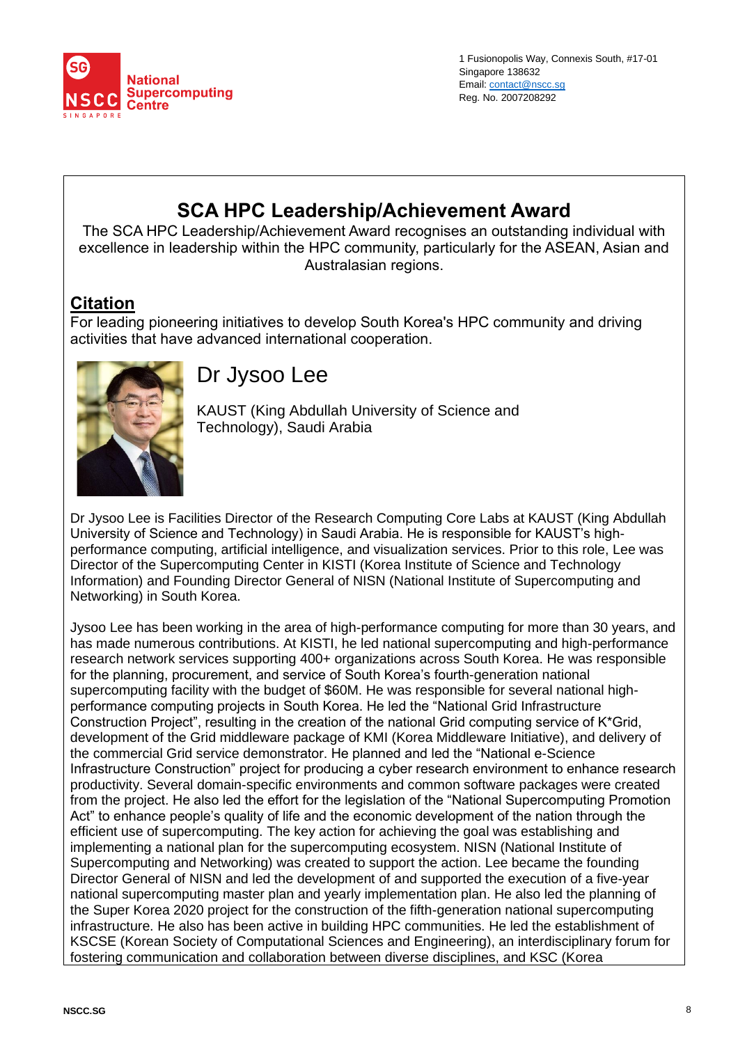# SCA HPC Leadership/Achievement Award

The SCA HPC Leadership/Achievement Award recognises an outstanding individual with excellence in leadership within the HPC community, particularly for the ASEAN, Asian and Australasian regions.

## Citation

For leading pioneering initiatives to develop South Korea's HPC community and driving activities that have advanced international cooperation.

### Dr Jysoo Lee

KAUST (King Abdullah University of Science and Technology), Saudi Arabia

Dr Jysoo Lee is Facilities Director of the Research Computing Core Labs at KAUST (King Abdullah University of Science and Technology) in Saudi Arabia. He is responsible for KAUST's high-performance computing, artificial intelligence, and visualization services. Prior to this role, Lee was Director of the Supercomputing Center in KISTI (Korea Institute of Science and Technology Information) and Founding Director General of NISN (National Institute of Supercomputing and Networking) in South Korea.

Jysoo Lee has been working in the area of high-performance computing for more than 30 years, and has made numerous contributions. At KISTI, he led national supercomputing and high-performance research network services supporting 400+ organizations across South Korea. He was responsible for the planning, procurement, and service of South Korea's fourth-generation national supercomputing facility with the budget of $60M. He was responsible for several national high-performance computing projects in South Korea. He led the "National Grid Infrastructure Construction Project", resulting in the creation of the national Grid computing service of K*Grid, development of the Grid middleware package of KMI (Korea Middleware Initiative), and delivery of the commercial Grid service demonstrator. He planned and led the "National e-Science Infrastructure Construction" project for producing a cyber research environment to enhance research productivity. Several domain-specific environments and common software packages were created from the project. He also led the effort for the legislation of the "National Supercomputing Promotion Act" to enhance people's quality of life and the economic development of the nation through the efficient use of supercomputing. The key action for achieving the goal was establishing and implementing a national plan for the supercomputing ecosystem. NISN (National Institute of Supercomputing and Networking) was created to support the action. Lee became the founding Director General of NISN and led the development of and supported the execution of a five-year national supercomputing master plan and yearly implementation plan. He also led the planning of the Super Korea 2020 project for the construction of the fifth-generation national supercomputing infrastructure. He also has been active in building HPC communities. He led the establishment of KSCSE (Korean Society of Computational Sciences and Engineering), an interdisciplinary forum for fostering communication and collaboration between diverse disciplines, and KSC (Korea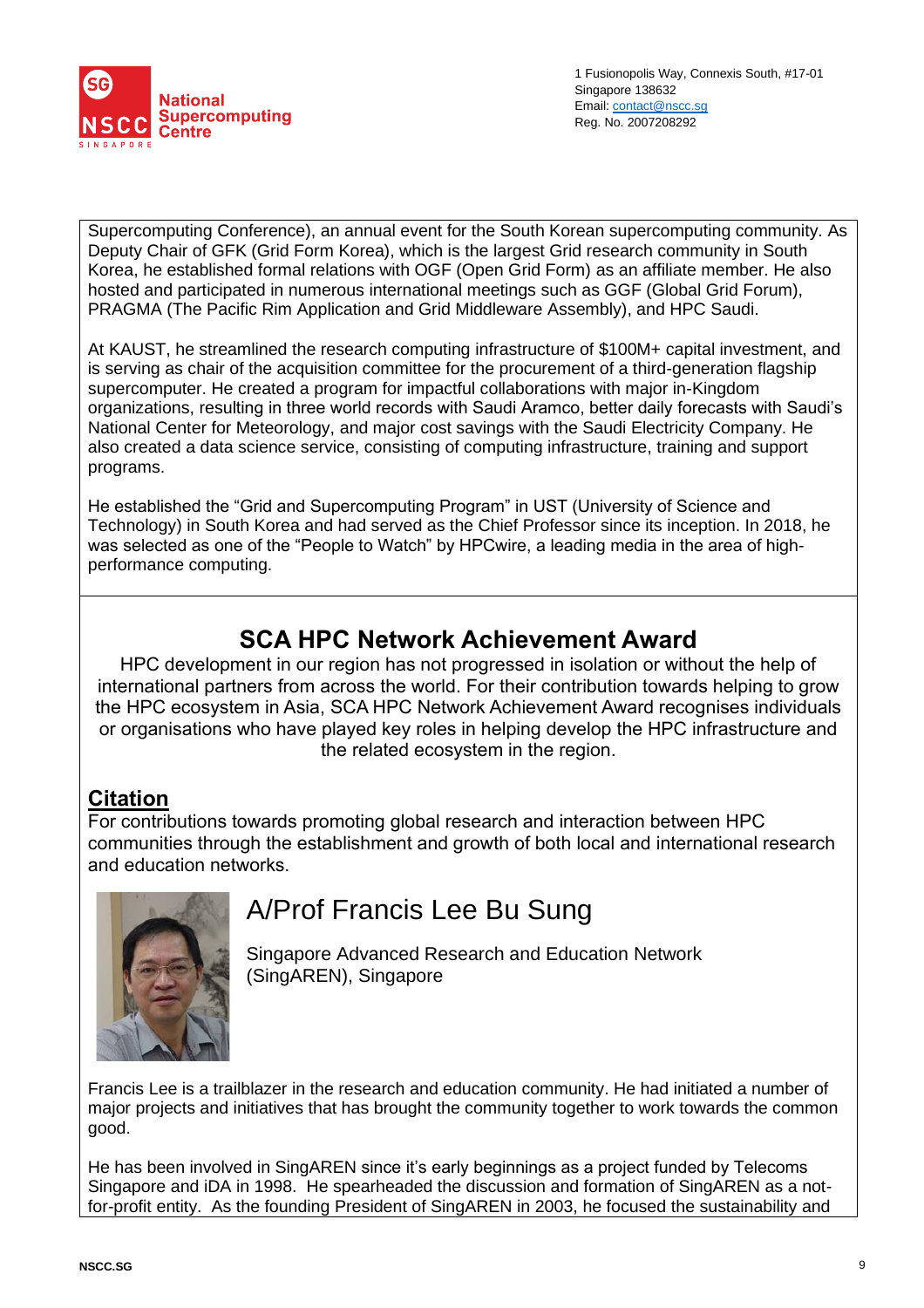Supercomputing Conference), an annual event for the South Korean supercomputing community. As Deputy Chair of GFK (Grid Form Korea), which is the largest Grid research community in South Korea, he established formal relations with OGF (Open Grid Form) as an affiliate member. He also hosted and participated in numerous international meetings such as GGF (Global Grid Forum), PRAGMA (The Pacific Rim Application and Grid Middleware Assembly), and HPC Saudi.

At KAUST, he streamlined the research computing infrastructure of $100M+ capital investment, and is serving as chair of the acquisition committee for the procurement of a third-generation flagship supercomputer. He created a program for impactful collaborations with major in-Kingdom organizations, resulting in three world records with Saudi Aramco, better daily forecasts with Saudi's National Center for Meteorology, and major cost savings with the Saudi Electricity Company. He also created a data science service, consisting of computing infrastructure, training and support programs.

He established the "Grid and Supercomputing Program" in UST (University of Science and Technology) in South Korea and had served as the Chief Professor since its inception. In 2018, he was selected as one of the "People to Watch" by HPCwire, a leading media in the area of high-performance computing.

## SCA HPC Network Achievement Award

HPC development in our region has not progressed in isolation or without the help of international partners from across the world. For their contribution towards helping to grow the HPC ecosystem in Asia, SCA HPC Network Achievement Award recognises individuals or organisations who have played key roles in helping develop the HPC infrastructure and the related ecosystem in the region.

### Citation

For contributions towards promoting global research and interaction between HPC communities through the establishment and growth of both local and international research and education networks.

### A/Prof Francis Lee Bu Sung

Singapore Advanced Research and Education Network (SingAREN), Singapore

Francis Lee is a trailblazer in the research and education community. He had initiated a number of major projects and initiatives that has brought the community together to work towards the common good.

He has been involved in SingAREN since it's early beginnings as a project funded by Telecoms Singapore and iDA in 1998. He spearheaded the discussion and formation of SingAREN as a not-for-profit entity. As the founding President of SingAREN in 2003, he focused the sustainability and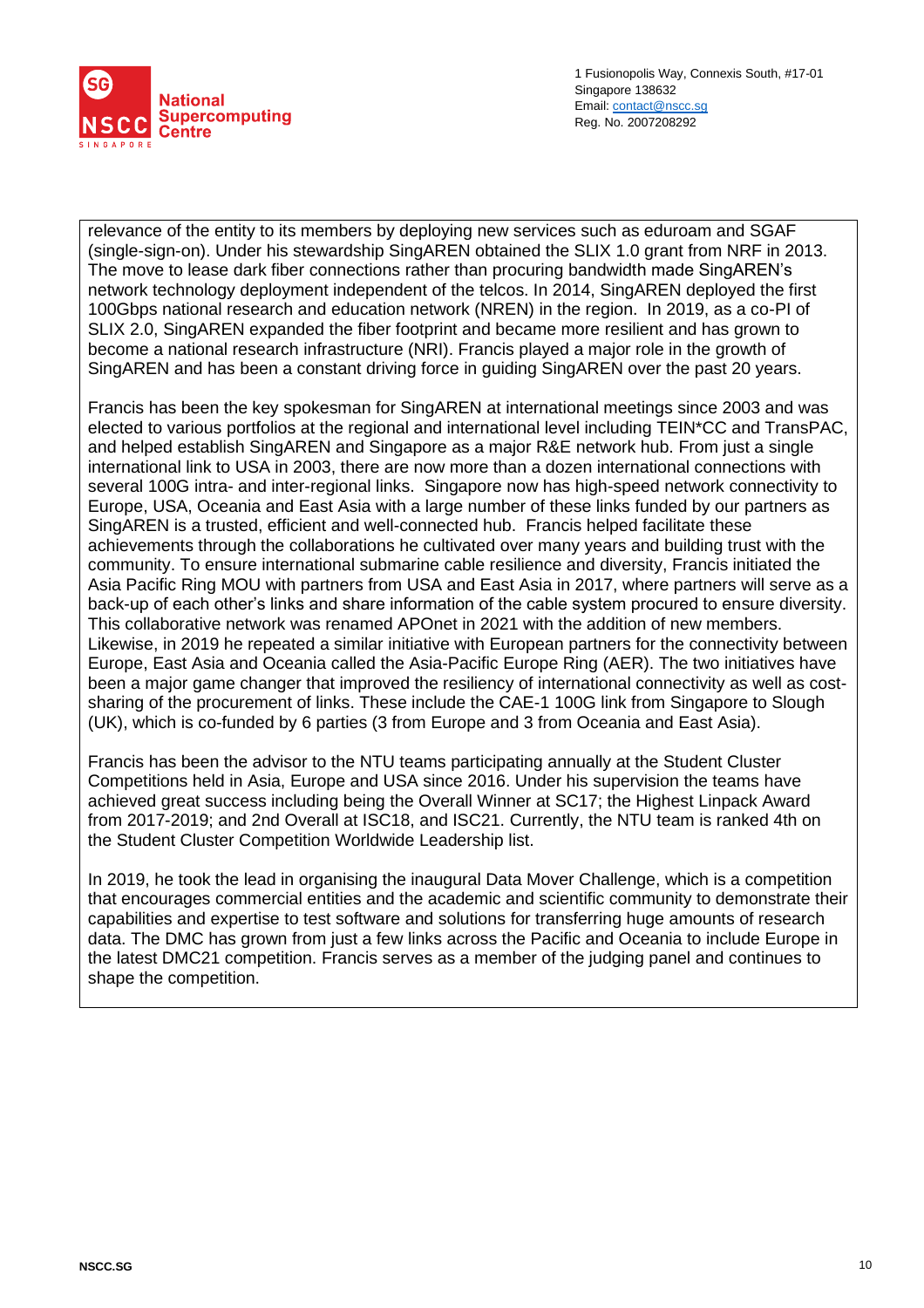relevance of the entity to its members by deploying new services such as eduroam and SGAF (single-sign-on). Under his stewardship SingAREN obtained the SLIX 1.0 grant from NRF in 2013. The move to lease dark fiber connections rather than procuring bandwidth made SingAREN's network technology deployment independent of the telcos. In 2014, SingAREN deployed the first 100Gbps national research and education network (NREN) in the region. In 2019, as a co-PI of SLIX 2.0, SingAREN expanded the fiber footprint and became more resilient and has grown to become a national research infrastructure (NRI). Francis played a major role in the growth of SingAREN and has been a constant driving force in guiding SingAREN over the past 20 years.

Francis has been the key spokesman for SingAREN at international meetings since 2003 and was elected to various portfolios at the regional and international level including TEIN*CC and TransPAC, and helped establish SingAREN and Singapore as a major R&E network hub. From just a single international link to USA in 2003, there are now more than a dozen international connections with several 100G intra- and inter-regional links. Singapore now has high-speed network connectivity to Europe, USA, Oceania and East Asia with a large number of these links funded by our partners as SingAREN is a trusted, efficient and well-connected hub. Francis helped facilitate these achievements through the collaborations he cultivated over many years and building trust with the community. To ensure international submarine cable resilience and diversity, Francis initiated the Asia Pacific Ring MOU with partners from USA and East Asia in 2017, where partners will serve as a back-up of each other's links and share information of the cable system procured to ensure diversity. This collaborative network was renamed APOnet in 2021 with the addition of new members. Likewise, in 2019 he repeated a similar initiative with European partners for the connectivity between Europe, East Asia and Oceania called the Asia-Pacific Europe Ring (AER). The two initiatives have been a major game changer that improved the resiliency of international connectivity as well as cost-sharing of the procurement of links. These include the CAE-1 100G link from Singapore to Slough (UK), which is co-funded by 6 parties (3 from Europe and 3 from Oceania and East Asia).

Francis has been the advisor to the NTU teams participating annually at the Student Cluster Competitions held in Asia, Europe and USA since 2016. Under his supervision the teams have achieved great success including being the Overall Winner at SC17; the Highest Linpack Award from 2017-2019; and 2nd Overall at ISC18, and ISC21. Currently, the NTU team is ranked 4th on the Student Cluster Competition Worldwide Leadership list.

In 2019, he took the lead in organising the inaugural Data Mover Challenge, which is a competition that encourages commercial entities and the academic and scientific community to demonstrate their capabilities and expertise to test software and solutions for transferring huge amounts of research data. The DMC has grown from just a few links across the Pacific and Oceania to include Europe in the latest DMC21 competition. Francis serves as a member of the judging panel and continues to shape the competition.